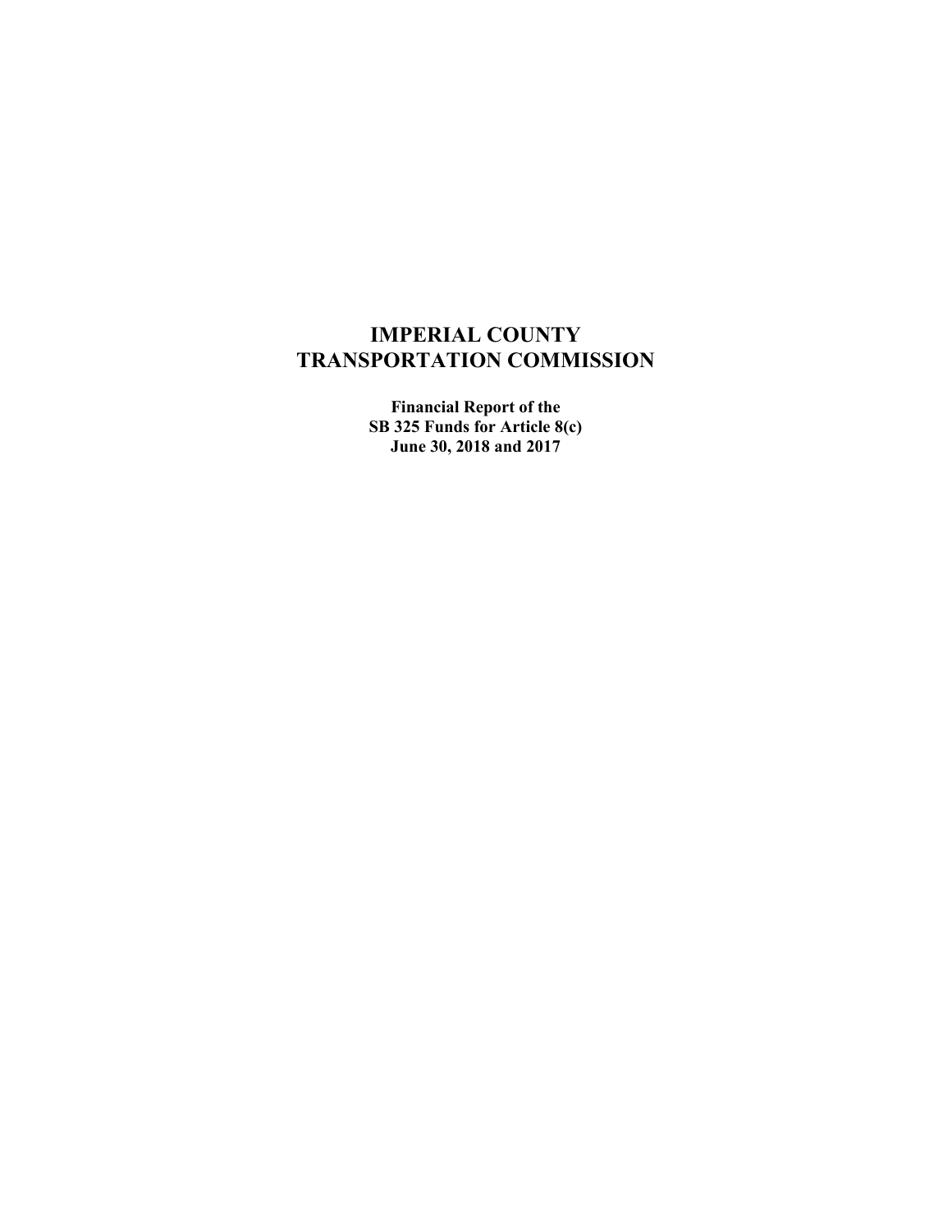# IMPERIAL COUNTY TRANSPORTATION COMMISSION

**Financial Report of the**
**SB 325 Funds for Article 8(c)**
**June 30, 2018 and 2017**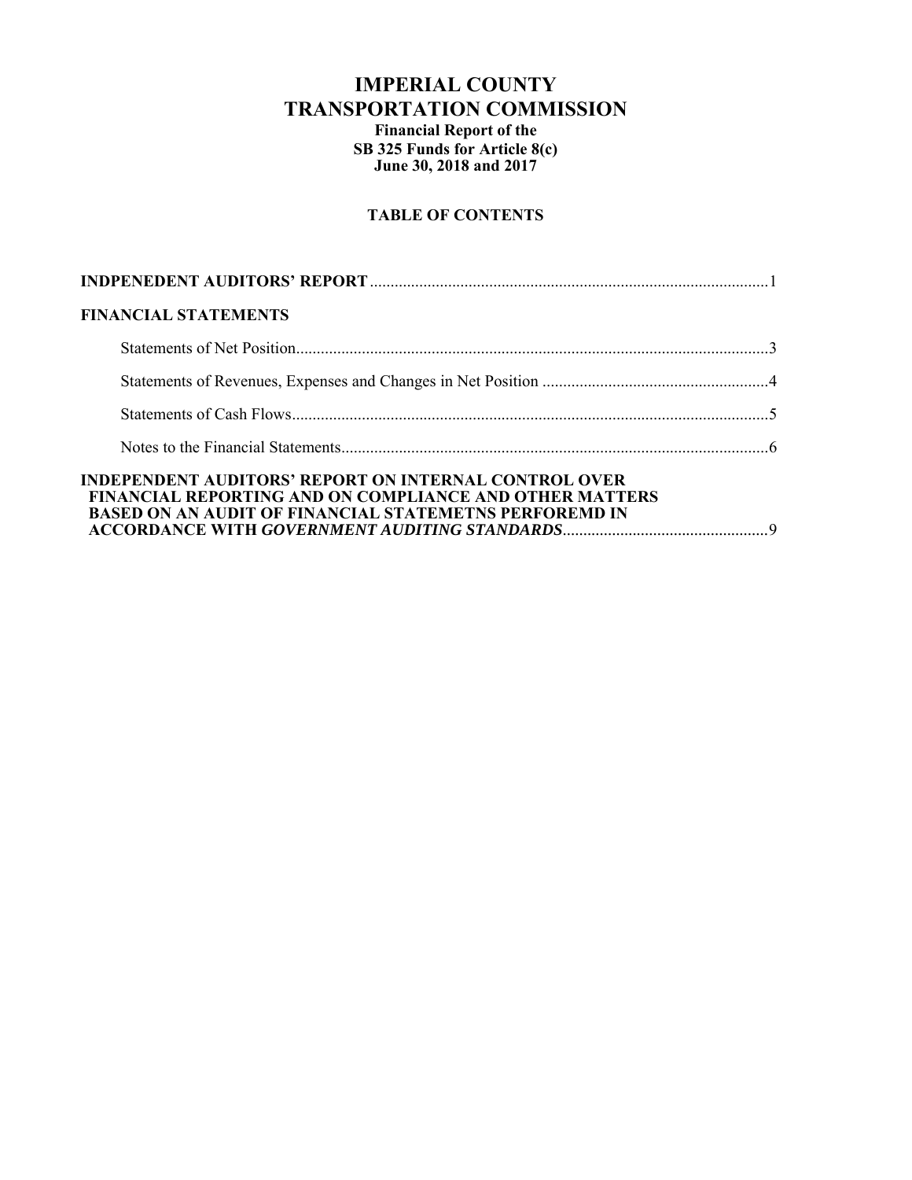# IMPERIAL COUNTY
# TRANSPORTATION COMMISSION

**Financial Report of the**
**SB 325 Funds for Article 8(c)**
**June 30, 2018 and 2017**

**TABLE OF CONTENTS**

**INDPENEDENT AUDITORS' REPORT** ................................................................................................1

**FINANCIAL STATEMENTS**

- Statements of Net Position......................................................................................................3
- Statements of Revenues, Expenses and Changes in Net Position .......................................................4
- Statements of Cash Flows......................................................................................................5
- Notes to the Financial Statements..........................................................................................6

**INDEPENDENT AUDITORS' REPORT ON INTERNAL CONTROL OVER FINANCIAL REPORTING AND ON COMPLIANCE AND OTHER MATTERS BASED ON AN AUDIT OF FINANCIAL STATEMETNS PERFOREMD IN ACCORDANCE WITH *GOVERNMENT AUDITING STANDARDS***.................................................9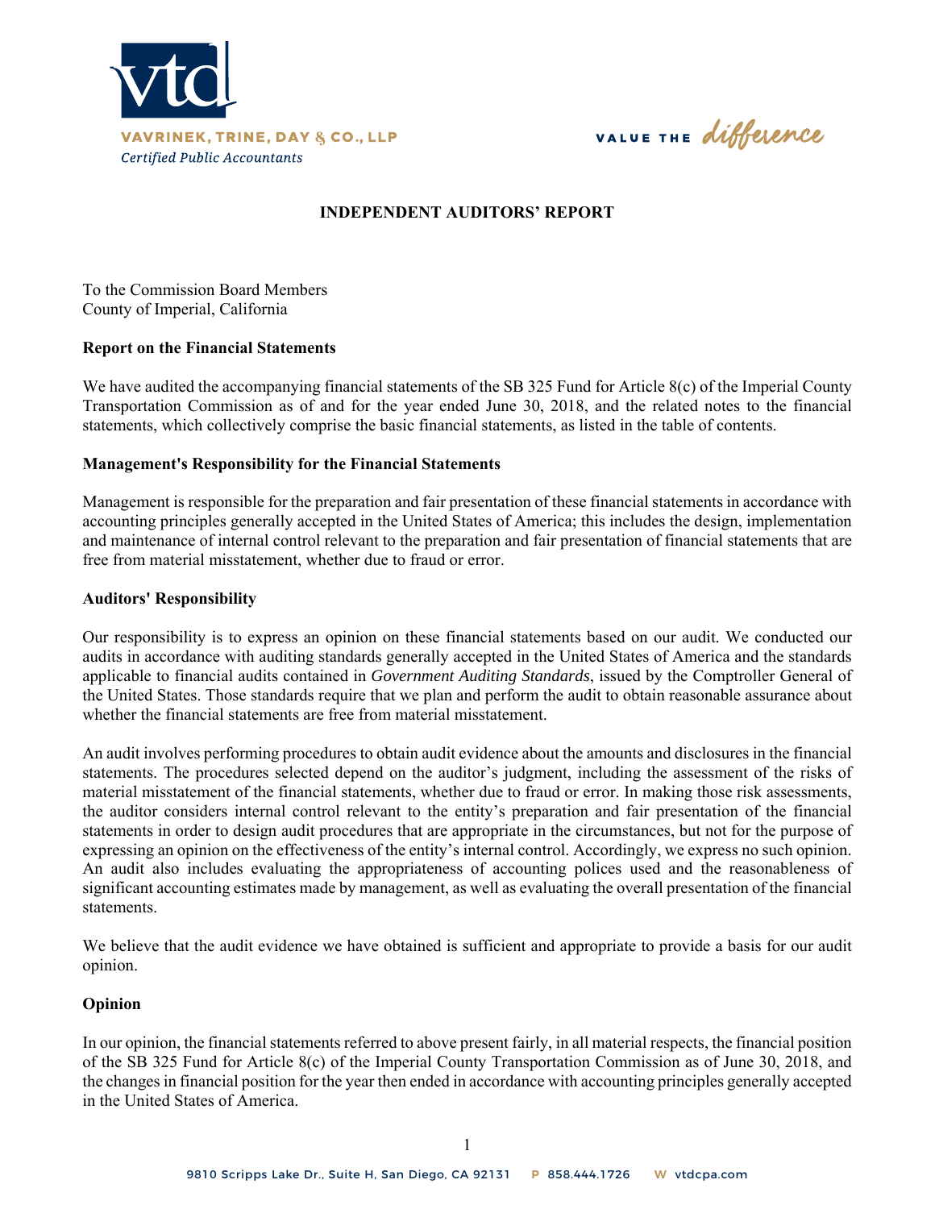# INDEPENDENT AUDITORS' REPORT

To the Commission Board Members
County of Imperial, California

## Report on the Financial Statements

We have audited the accompanying financial statements of the SB 325 Fund for Article 8(c) of the Imperial County Transportation Commission as of and for the year ended June 30, 2018, and the related notes to the financial statements, which collectively comprise the basic financial statements, as listed in the table of contents.

## Management's Responsibility for the Financial Statements

Management is responsible for the preparation and fair presentation of these financial statements in accordance with accounting principles generally accepted in the United States of America; this includes the design, implementation and maintenance of internal control relevant to the preparation and fair presentation of financial statements that are free from material misstatement, whether due to fraud or error.

## Auditors' Responsibility

Our responsibility is to express an opinion on these financial statements based on our audit. We conducted our audits in accordance with auditing standards generally accepted in the United States of America and the standards applicable to financial audits contained in *Government Auditing Standards*, issued by the Comptroller General of the United States. Those standards require that we plan and perform the audit to obtain reasonable assurance about whether the financial statements are free from material misstatement.

An audit involves performing procedures to obtain audit evidence about the amounts and disclosures in the financial statements. The procedures selected depend on the auditor's judgment, including the assessment of the risks of material misstatement of the financial statements, whether due to fraud or error. In making those risk assessments, the auditor considers internal control relevant to the entity's preparation and fair presentation of the financial statements in order to design audit procedures that are appropriate in the circumstances, but not for the purpose of expressing an opinion on the effectiveness of the entity's internal control. Accordingly, we express no such opinion. An audit also includes evaluating the appropriateness of accounting polices used and the reasonableness of significant accounting estimates made by management, as well as evaluating the overall presentation of the financial statements.

We believe that the audit evidence we have obtained is sufficient and appropriate to provide a basis for our audit opinion.

## Opinion

In our opinion, the financial statements referred to above present fairly, in all material respects, the financial position of the SB 325 Fund for Article 8(c) of the Imperial County Transportation Commission as of June 30, 2018, and the changes in financial position for the year then ended in accordance with accounting principles generally accepted in the United States of America.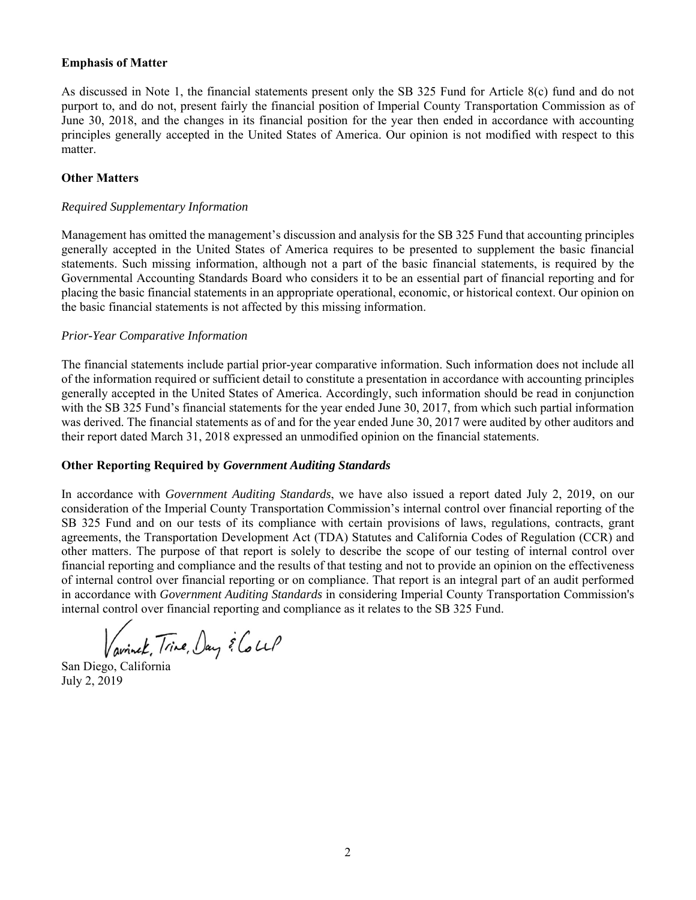**Emphasis of Matter**

As discussed in Note 1, the financial statements present only the SB 325 Fund for Article 8(c) fund and do not purport to, and do not, present fairly the financial position of Imperial County Transportation Commission as of June 30, 2018, and the changes in its financial position for the year then ended in accordance with accounting principles generally accepted in the United States of America. Our opinion is not modified with respect to this matter.

**Other Matters**

*Required Supplementary Information*

Management has omitted the management's discussion and analysis for the SB 325 Fund that accounting principles generally accepted in the United States of America requires to be presented to supplement the basic financial statements. Such missing information, although not a part of the basic financial statements, is required by the Governmental Accounting Standards Board who considers it to be an essential part of financial reporting and for placing the basic financial statements in an appropriate operational, economic, or historical context. Our opinion on the basic financial statements is not affected by this missing information.

*Prior-Year Comparative Information*

The financial statements include partial prior-year comparative information. Such information does not include all of the information required or sufficient detail to constitute a presentation in accordance with accounting principles generally accepted in the United States of America. Accordingly, such information should be read in conjunction with the SB 325 Fund's financial statements for the year ended June 30, 2017, from which such partial information was derived. The financial statements as of and for the year ended June 30, 2017 were audited by other auditors and their report dated March 31, 2018 expressed an unmodified opinion on the financial statements.

**Other Reporting Required by *Government Auditing Standards***

In accordance with *Government Auditing Standards*, we have also issued a report dated July 2, 2019, on our consideration of the Imperial County Transportation Commission's internal control over financial reporting of the SB 325 Fund and on our tests of its compliance with certain provisions of laws, regulations, contracts, grant agreements, the Transportation Development Act (TDA) Statutes and California Codes of Regulation (CCR) and other matters. The purpose of that report is solely to describe the scope of our testing of internal control over financial reporting and compliance and the results of that testing and not to provide an opinion on the effectiveness of internal control over financial reporting or on compliance. That report is an integral part of an audit performed in accordance with *Government Auditing Standards* in considering Imperial County Transportation Commission's internal control over financial reporting and compliance as it relates to the SB 325 Fund.

Vavrinek, Trine, Day & Co LLP

San Diego, California
July 2, 2019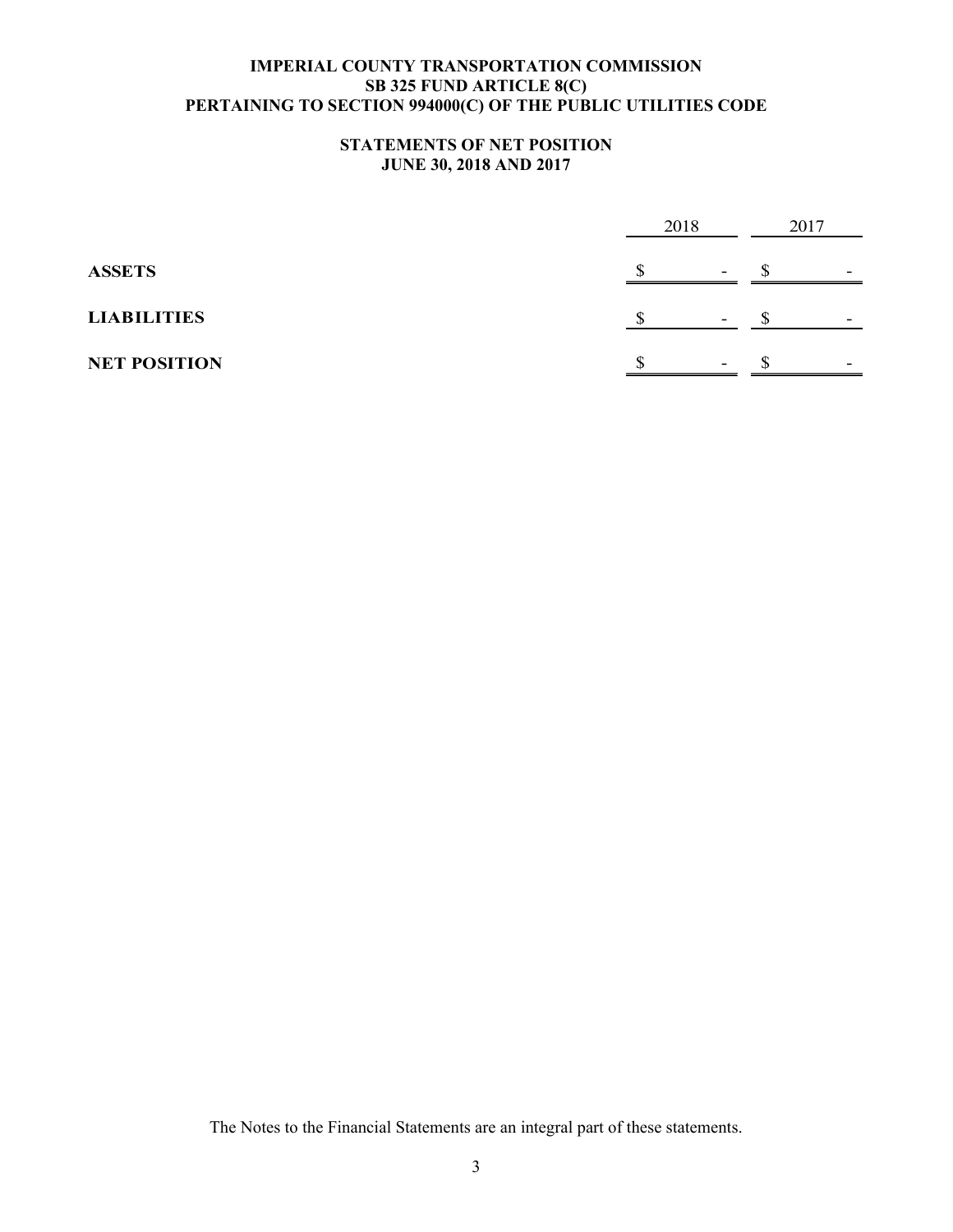# IMPERIAL COUNTY TRANSPORTATION COMMISSION
## SB 325 FUND ARTICLE 8(C)
## PERTAINING TO SECTION 994000(C) OF THE PUBLIC UTILITIES CODE

### STATEMENTS OF NET POSITION
### JUNE 30, 2018 AND 2017

| | 2018 | 2017 |
|---|---|---|
| **ASSETS** | $ - | $ - |
| **LIABILITIES** | $ - | $ - |
| **NET POSITION** | $ - | $ - |

The Notes to the Financial Statements are an integral part of these statements.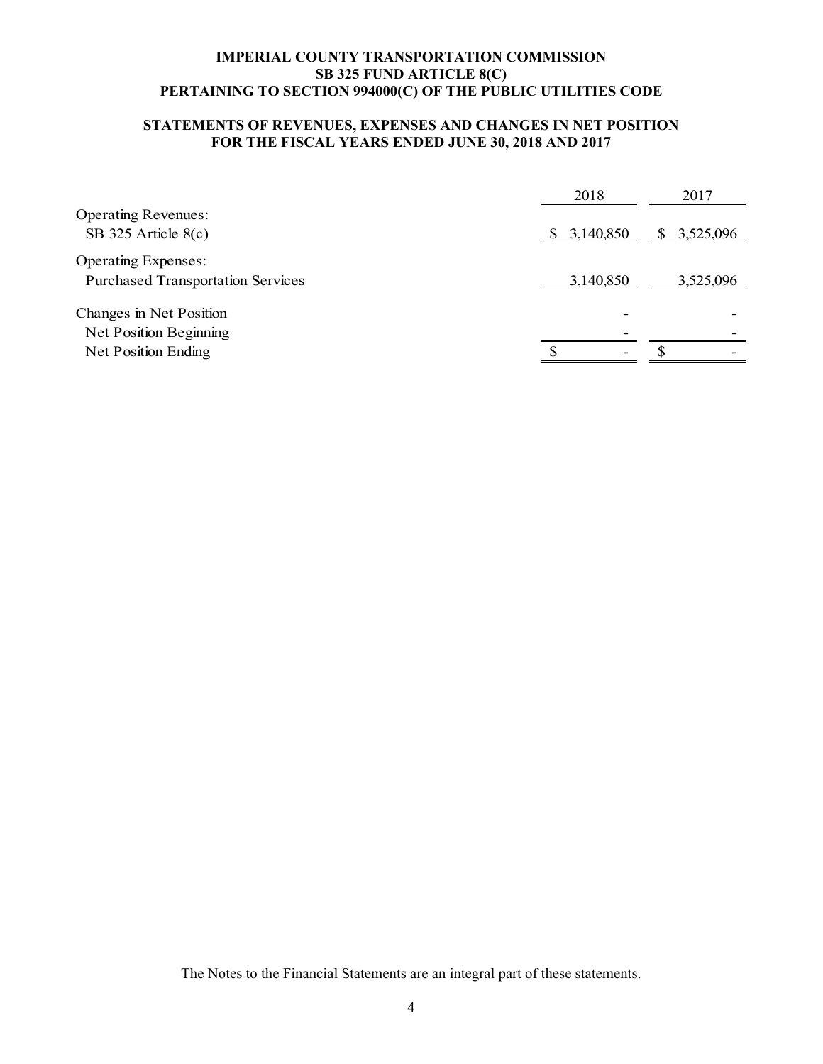# IMPERIAL COUNTY TRANSPORTATION COMMISSION
## SB 325 FUND ARTICLE 8(C)
## PERTAINING TO SECTION 994000(C) OF THE PUBLIC UTILITIES CODE

## STATEMENTS OF REVENUES, EXPENSES AND CHANGES IN NET POSITION
## FOR THE FISCAL YEARS ENDED JUNE 30, 2018 AND 2017

| | 2018 | 2017 |
|---|---|---|
| Operating Revenues: | | |
| SB 325 Article 8(c) | $ 3,140,850 | $ 3,525,096 |
| Operating Expenses: | | |
| Purchased Transportation Services | 3,140,850 | 3,525,096 |
| Changes in Net Position | - | - |
| Net Position Beginning | - | - |
| Net Position Ending | $ - | $ - |

The Notes to the Financial Statements are an integral part of these statements.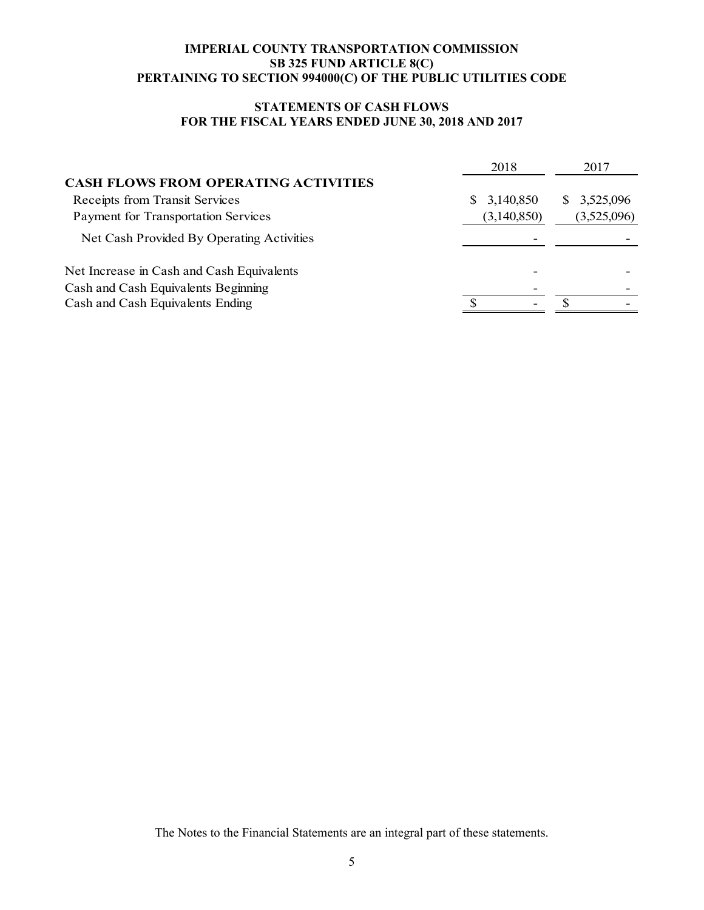**IMPERIAL COUNTY TRANSPORTATION COMMISSION**
**SB 325 FUND ARTICLE 8(C)**
**PERTAINING TO SECTION 994000(C) OF THE PUBLIC UTILITIES CODE**

**STATEMENTS OF CASH FLOWS**
**FOR THE FISCAL YEARS ENDED JUNE 30, 2018 AND 2017**

| | 2018 | 2017 |
|---|---|---|
| **CASH FLOWS FROM OPERATING ACTIVITIES** | | |
| Receipts from Transit Services | $ 3,140,850 | $ 3,525,096 |
| Payment for Transportation Services | (3,140,850) | (3,525,096) |
| Net Cash Provided By Operating Activities | - | - |
| Net Increase in Cash and Cash Equivalents | - | - |
| Cash and Cash Equivalents Beginning | - | - |
| Cash and Cash Equivalents Ending | $ - | $ - |

The Notes to the Financial Statements are an integral part of these statements.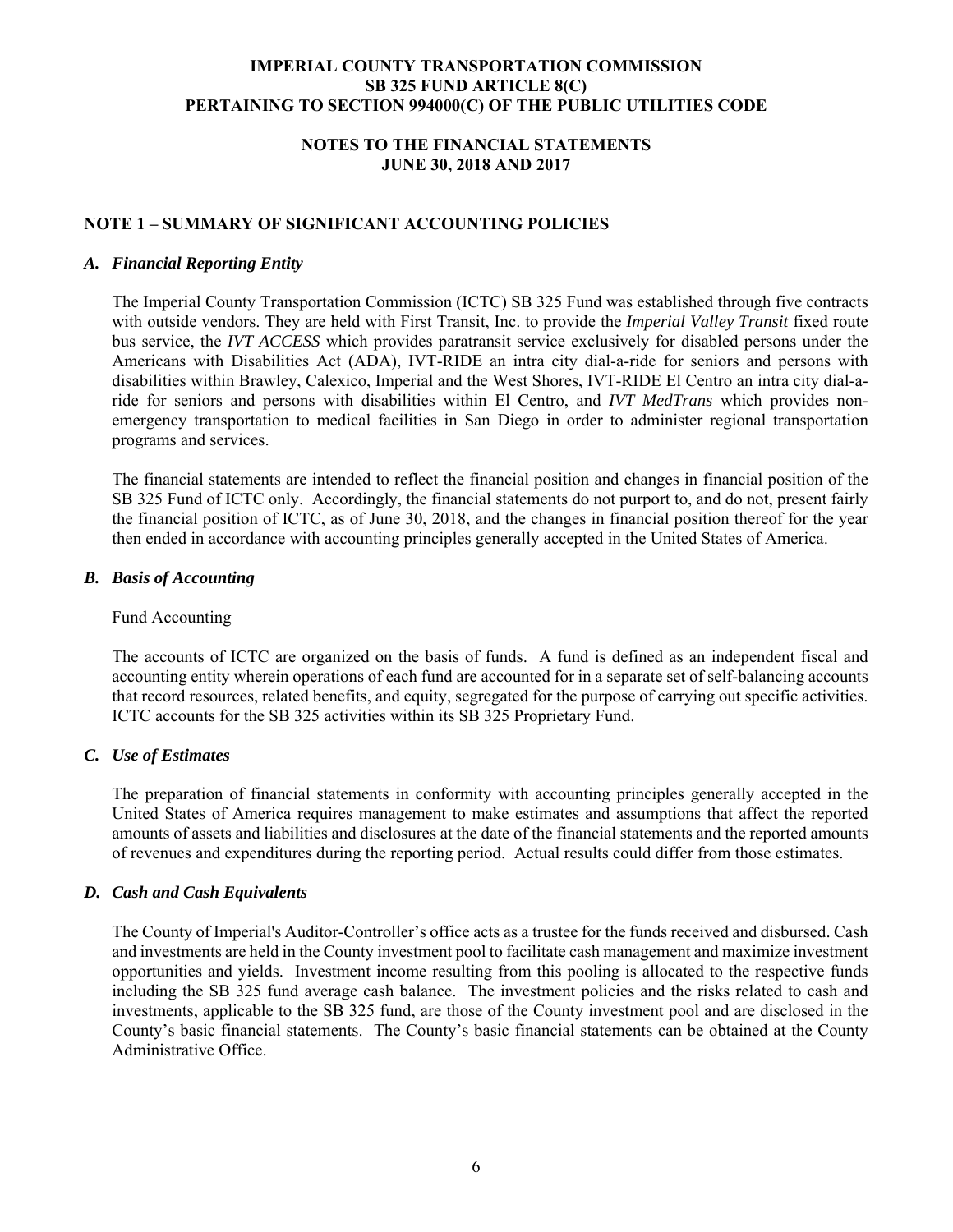**IMPERIAL COUNTY TRANSPORTATION COMMISSION**
**SB 325 FUND ARTICLE 8(C)**
**PERTAINING TO SECTION 994000(C) OF THE PUBLIC UTILITIES CODE**

**NOTES TO THE FINANCIAL STATEMENTS**
**JUNE 30, 2018 AND 2017**

## NOTE 1 – SUMMARY OF SIGNIFICANT ACCOUNTING POLICIES

### *A. Financial Reporting Entity*

The Imperial County Transportation Commission (ICTC) SB 325 Fund was established through five contracts with outside vendors. They are held with First Transit, Inc. to provide the *Imperial Valley Transit* fixed route bus service, the *IVT ACCESS* which provides paratransit service exclusively for disabled persons under the Americans with Disabilities Act (ADA), IVT-RIDE an intra city dial-a-ride for seniors and persons with disabilities within Brawley, Calexico, Imperial and the West Shores, IVT-RIDE El Centro an intra city dial-a-ride for seniors and persons with disabilities within El Centro, and *IVT MedTrans* which provides non-emergency transportation to medical facilities in San Diego in order to administer regional transportation programs and services.

The financial statements are intended to reflect the financial position and changes in financial position of the SB 325 Fund of ICTC only. Accordingly, the financial statements do not purport to, and do not, present fairly the financial position of ICTC, as of June 30, 2018, and the changes in financial position thereof for the year then ended in accordance with accounting principles generally accepted in the United States of America.

### *B. Basis of Accounting*

Fund Accounting

The accounts of ICTC are organized on the basis of funds. A fund is defined as an independent fiscal and accounting entity wherein operations of each fund are accounted for in a separate set of self-balancing accounts that record resources, related benefits, and equity, segregated for the purpose of carrying out specific activities. ICTC accounts for the SB 325 activities within its SB 325 Proprietary Fund.

### *C. Use of Estimates*

The preparation of financial statements in conformity with accounting principles generally accepted in the United States of America requires management to make estimates and assumptions that affect the reported amounts of assets and liabilities and disclosures at the date of the financial statements and the reported amounts of revenues and expenditures during the reporting period. Actual results could differ from those estimates.

### *D. Cash and Cash Equivalents*

The County of Imperial's Auditor-Controller's office acts as a trustee for the funds received and disbursed. Cash and investments are held in the County investment pool to facilitate cash management and maximize investment opportunities and yields. Investment income resulting from this pooling is allocated to the respective funds including the SB 325 fund average cash balance. The investment policies and the risks related to cash and investments, applicable to the SB 325 fund, are those of the County investment pool and are disclosed in the County's basic financial statements. The County's basic financial statements can be obtained at the County Administrative Office.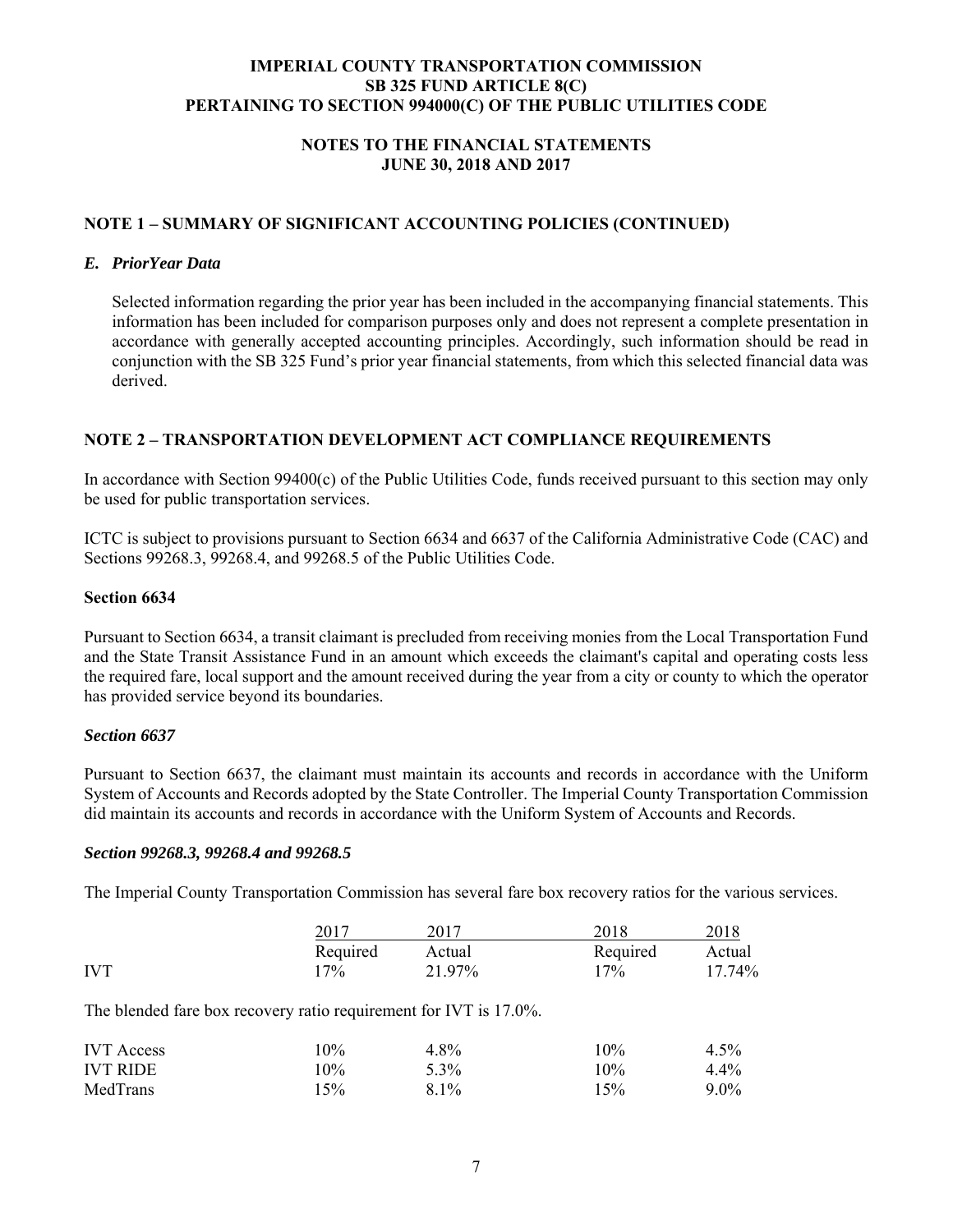**IMPERIAL COUNTY TRANSPORTATION COMMISSION**
**SB 325 FUND ARTICLE 8(C)**
**PERTAINING TO SECTION 994000(C) OF THE PUBLIC UTILITIES CODE**

**NOTES TO THE FINANCIAL STATEMENTS**
**JUNE 30, 2018 AND 2017**

## NOTE 1 – SUMMARY OF SIGNIFICANT ACCOUNTING POLICIES (CONTINUED)

### *E. PriorYear Data*

Selected information regarding the prior year has been included in the accompanying financial statements. This information has been included for comparison purposes only and does not represent a complete presentation in accordance with generally accepted accounting principles. Accordingly, such information should be read in conjunction with the SB 325 Fund's prior year financial statements, from which this selected financial data was derived.

## NOTE 2 – TRANSPORTATION DEVELOPMENT ACT COMPLIANCE REQUIREMENTS

In accordance with Section 99400(c) of the Public Utilities Code, funds received pursuant to this section may only be used for public transportation services.

ICTC is subject to provisions pursuant to Section 6634 and 6637 of the California Administrative Code (CAC) and Sections 99268.3, 99268.4, and 99268.5 of the Public Utilities Code.

### Section 6634

Pursuant to Section 6634, a transit claimant is precluded from receiving monies from the Local Transportation Fund and the State Transit Assistance Fund in an amount which exceeds the claimant's capital and operating costs less the required fare, local support and the amount received during the year from a city or county to which the operator has provided service beyond its boundaries.

### *Section 6637*

Pursuant to Section 6637, the claimant must maintain its accounts and records in accordance with the Uniform System of Accounts and Records adopted by the State Controller. The Imperial County Transportation Commission did maintain its accounts and records in accordance with the Uniform System of Accounts and Records.

### *Section 99268.3, 99268.4 and 99268.5*

The Imperial County Transportation Commission has several fare box recovery ratios for the various services.

| | 2017 Required | 2017 Actual | 2018 Required | 2018 Actual |
|---|---|---|---|---|
| IVT | 17% | 21.97% | 17% | 17.74% |

The blended fare box recovery ratio requirement for IVT is 17.0%.

| | 2017 Required | 2017 Actual | 2018 Required | 2018 Actual |
|---|---|---|---|---|
| IVT Access | 10% | 4.8% | 10% | 4.5% |
| IVT RIDE | 10% | 5.3% | 10% | 4.4% |
| MedTrans | 15% | 8.1% | 15% | 9.0% |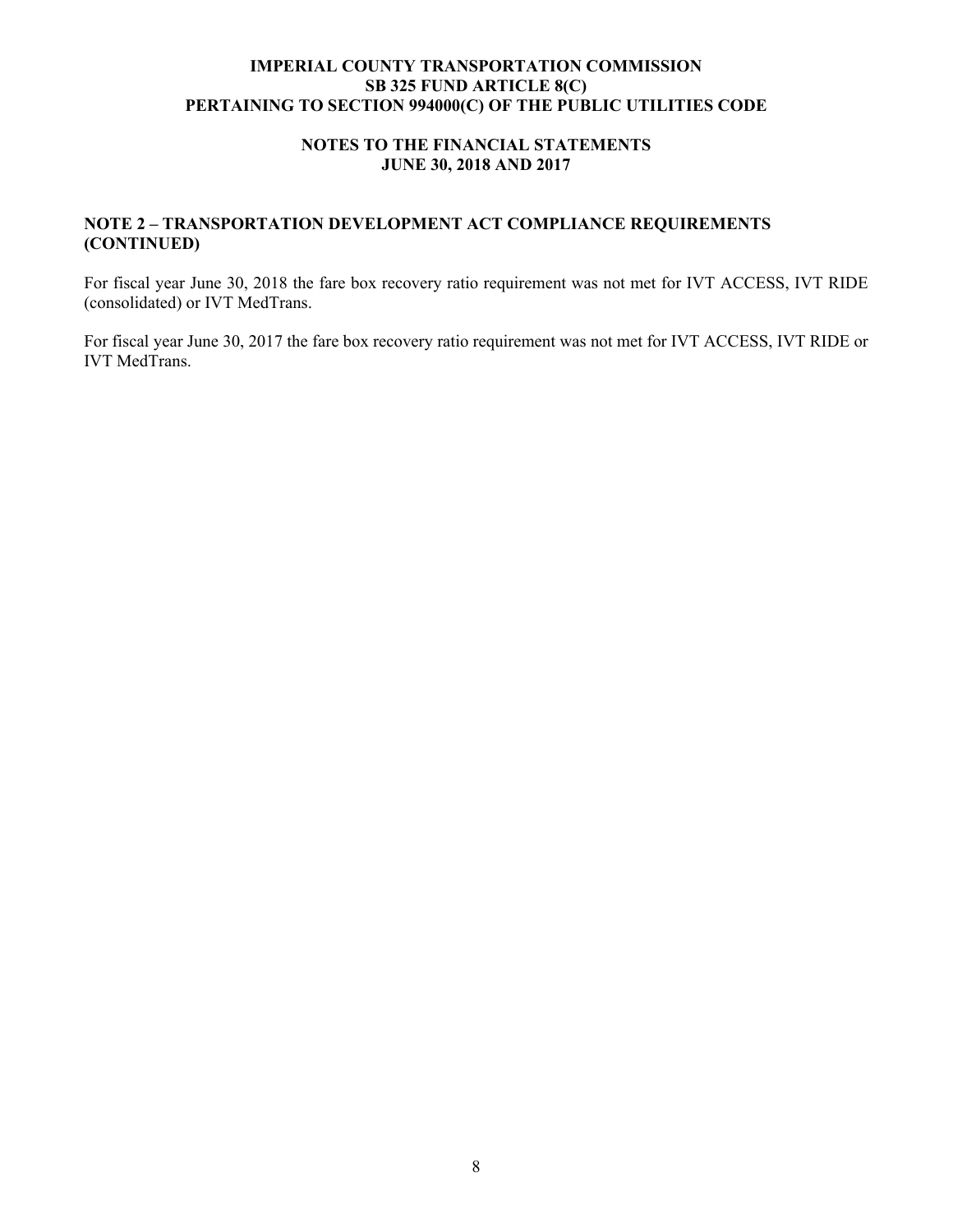## NOTE 2 – TRANSPORTATION DEVELOPMENT ACT COMPLIANCE REQUIREMENTS (CONTINUED)

For fiscal year June 30, 2018 the fare box recovery ratio requirement was not met for IVT ACCESS, IVT RIDE (consolidated) or IVT MedTrans.

For fiscal year June 30, 2017 the fare box recovery ratio requirement was not met for IVT ACCESS, IVT RIDE or IVT MedTrans.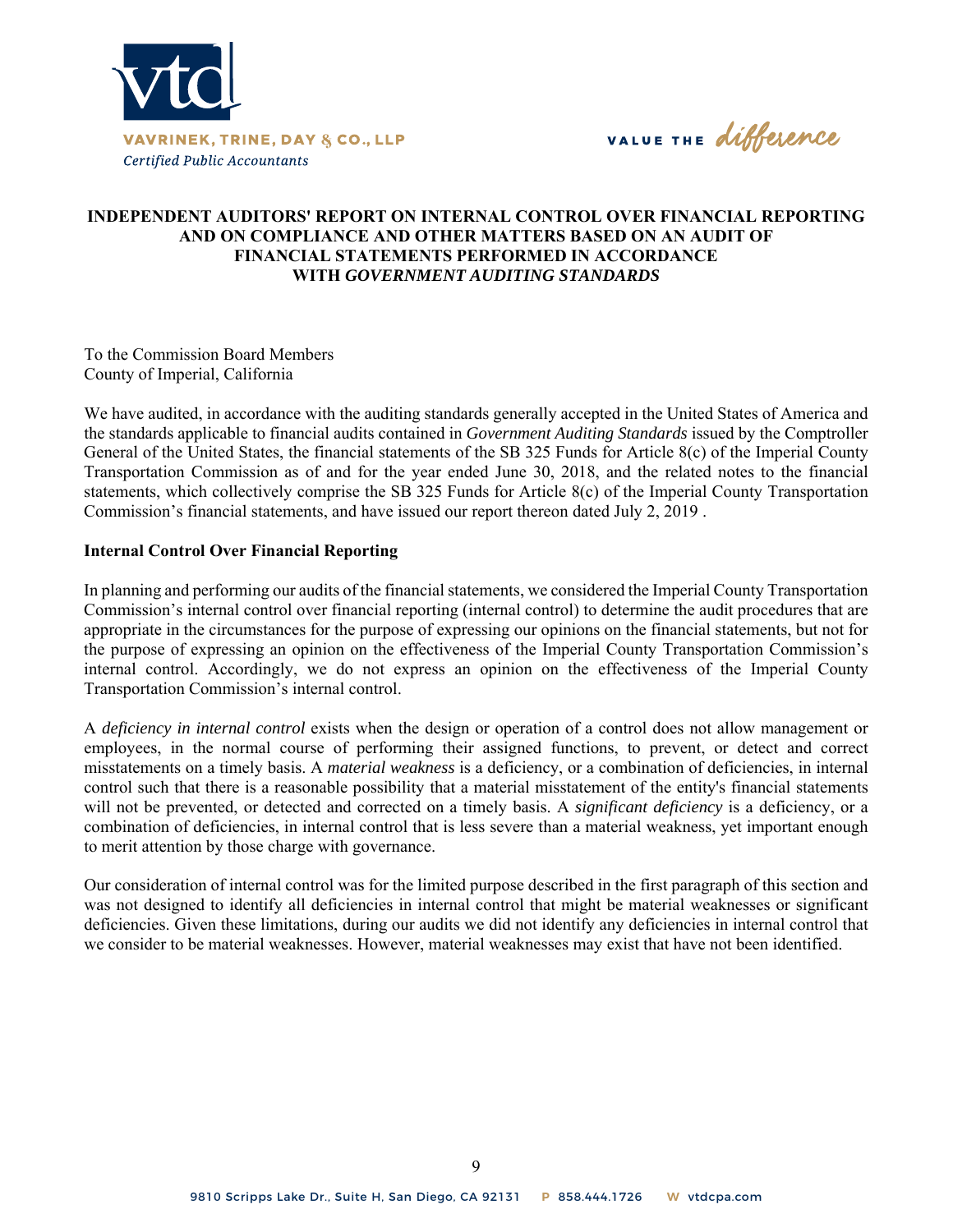VAVRINEK, TRINE, DAY & CO., LLP
*Certified Public Accountants*

VALUE THE *difference*

# INDEPENDENT AUDITORS' REPORT ON INTERNAL CONTROL OVER FINANCIAL REPORTING AND ON COMPLIANCE AND OTHER MATTERS BASED ON AN AUDIT OF FINANCIAL STATEMENTS PERFORMED IN ACCORDANCE WITH *GOVERNMENT AUDITING STANDARDS*

To the Commission Board Members
County of Imperial, California

We have audited, in accordance with the auditing standards generally accepted in the United States of America and the standards applicable to financial audits contained in *Government Auditing Standards* issued by the Comptroller General of the United States, the financial statements of the SB 325 Funds for Article 8(c) of the Imperial County Transportation Commission as of and for the year ended June 30, 2018, and the related notes to the financial statements, which collectively comprise the SB 325 Funds for Article 8(c) of the Imperial County Transportation Commission's financial statements, and have issued our report thereon dated July 2, 2019 .

**Internal Control Over Financial Reporting**

In planning and performing our audits of the financial statements, we considered the Imperial County Transportation Commission's internal control over financial reporting (internal control) to determine the audit procedures that are appropriate in the circumstances for the purpose of expressing our opinions on the financial statements, but not for the purpose of expressing an opinion on the effectiveness of the Imperial County Transportation Commission's internal control. Accordingly, we do not express an opinion on the effectiveness of the Imperial County Transportation Commission's internal control.

A *deficiency in internal control* exists when the design or operation of a control does not allow management or employees, in the normal course of performing their assigned functions, to prevent, or detect and correct misstatements on a timely basis. A *material weakness* is a deficiency, or a combination of deficiencies, in internal control such that there is a reasonable possibility that a material misstatement of the entity's financial statements will not be prevented, or detected and corrected on a timely basis. A *significant deficiency* is a deficiency, or a combination of deficiencies, in internal control that is less severe than a material weakness, yet important enough to merit attention by those charge with governance.

Our consideration of internal control was for the limited purpose described in the first paragraph of this section and was not designed to identify all deficiencies in internal control that might be material weaknesses or significant deficiencies. Given these limitations, during our audits we did not identify any deficiencies in internal control that we consider to be material weaknesses. However, material weaknesses may exist that have not been identified.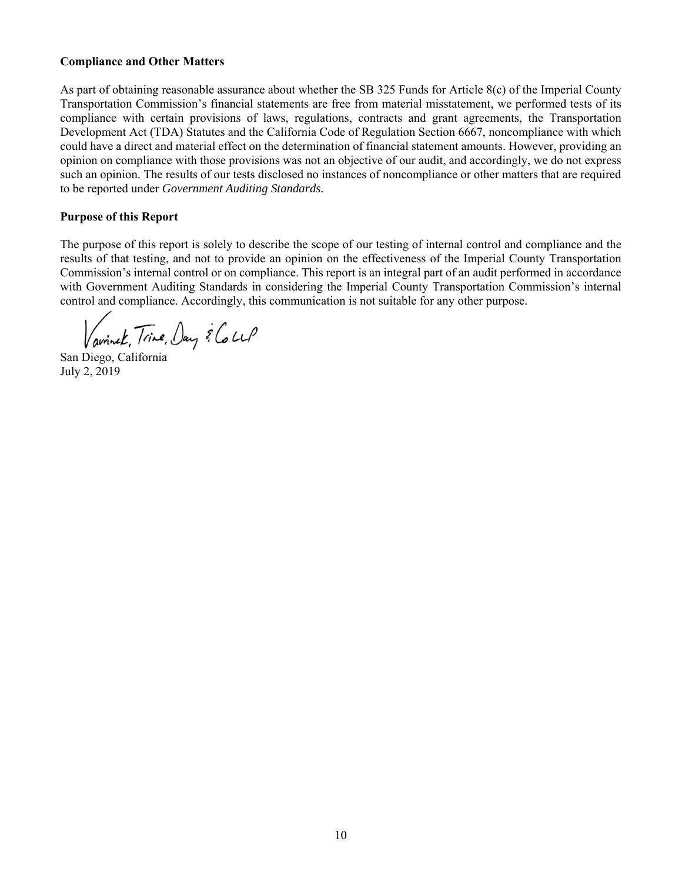**Compliance and Other Matters**

As part of obtaining reasonable assurance about whether the SB 325 Funds for Article 8(c) of the Imperial County Transportation Commission's financial statements are free from material misstatement, we performed tests of its compliance with certain provisions of laws, regulations, contracts and grant agreements, the Transportation Development Act (TDA) Statutes and the California Code of Regulation Section 6667, noncompliance with which could have a direct and material effect on the determination of financial statement amounts. However, providing an opinion on compliance with those provisions was not an objective of our audit, and accordingly, we do not express such an opinion. The results of our tests disclosed no instances of noncompliance or other matters that are required to be reported under *Government Auditing Standards.*

**Purpose of this Report**

The purpose of this report is solely to describe the scope of our testing of internal control and compliance and the results of that testing, and not to provide an opinion on the effectiveness of the Imperial County Transportation Commission's internal control or on compliance. This report is an integral part of an audit performed in accordance with Government Auditing Standards in considering the Imperial County Transportation Commission's internal control and compliance. Accordingly, this communication is not suitable for any other purpose.

Vavrinek, Trine, Day & Co LLP

San Diego, California
July 2, 2019